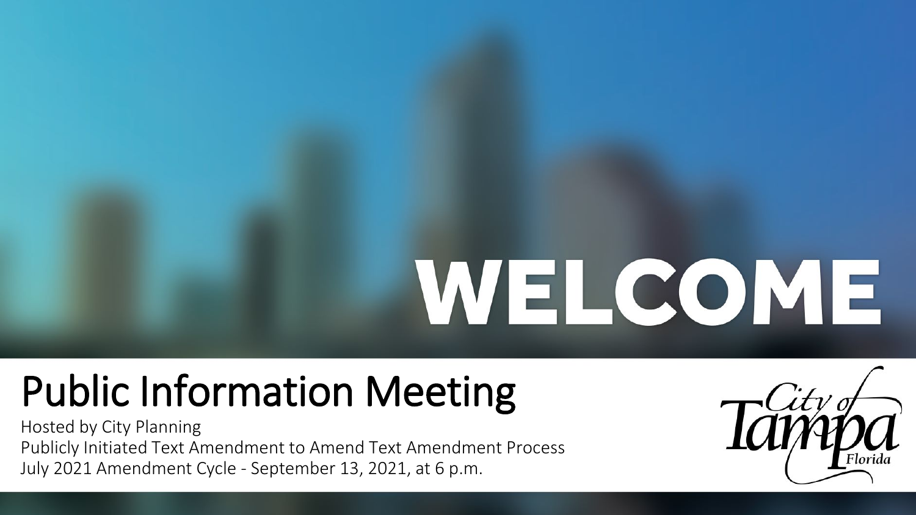# WELCOME

## Public Information Meeting

Hosted by City Planning

Publicly Initiated Text Amendment to Amend Text Amendment Process

July 2021 Amendment Cycle - September 13, 2021, at 6 p.m.

City of Tampa Florida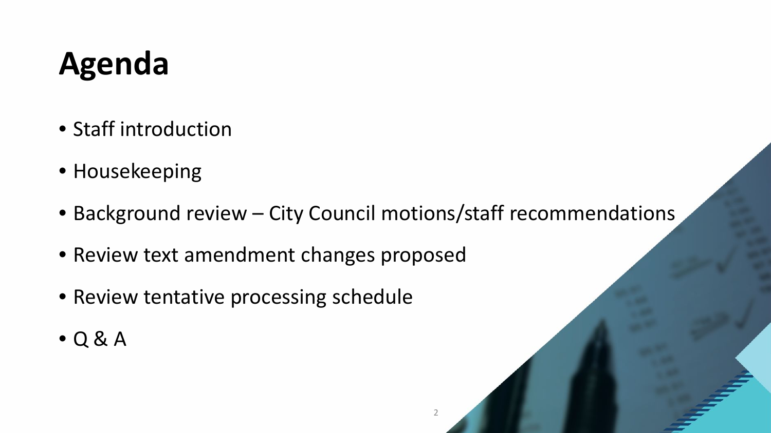# Agenda

- Staff introduction
- Housekeeping
- Background review – City Council motions/staff recommendations
- Review text amendment changes proposed
- Review tentative processing schedule
- Q & A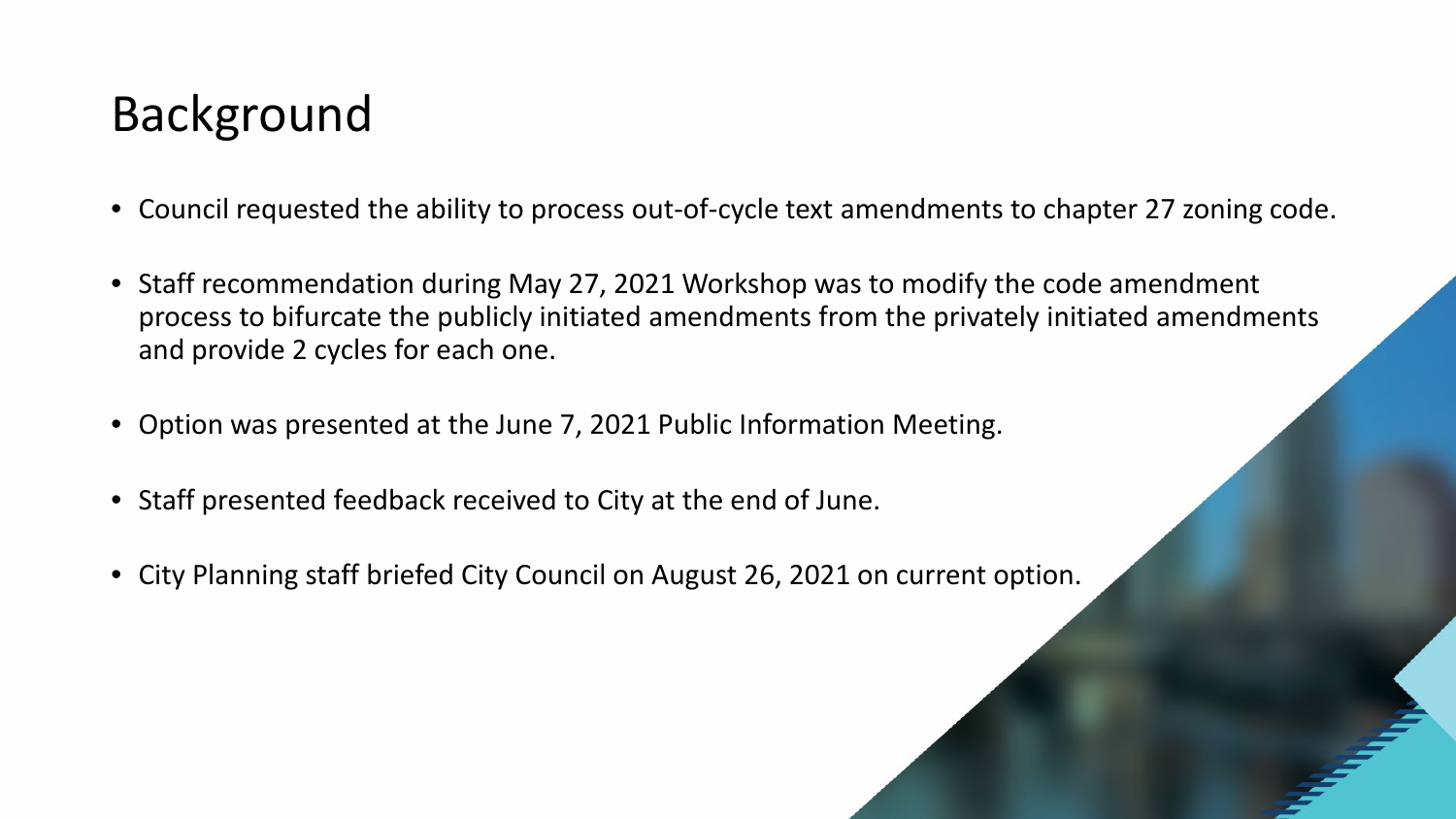# Background

- Council requested the ability to process out-of-cycle text amendments to chapter 27 zoning code.
- Staff recommendation during May 27, 2021 Workshop was to modify the code amendment process to bifurcate the publicly initiated amendments from the privately initiated amendments and provide 2 cycles for each one.
- Option was presented at the June 7, 2021 Public Information Meeting.
- Staff presented feedback received to City at the end of June.
- City Planning staff briefed City Council on August 26, 2021 on current option.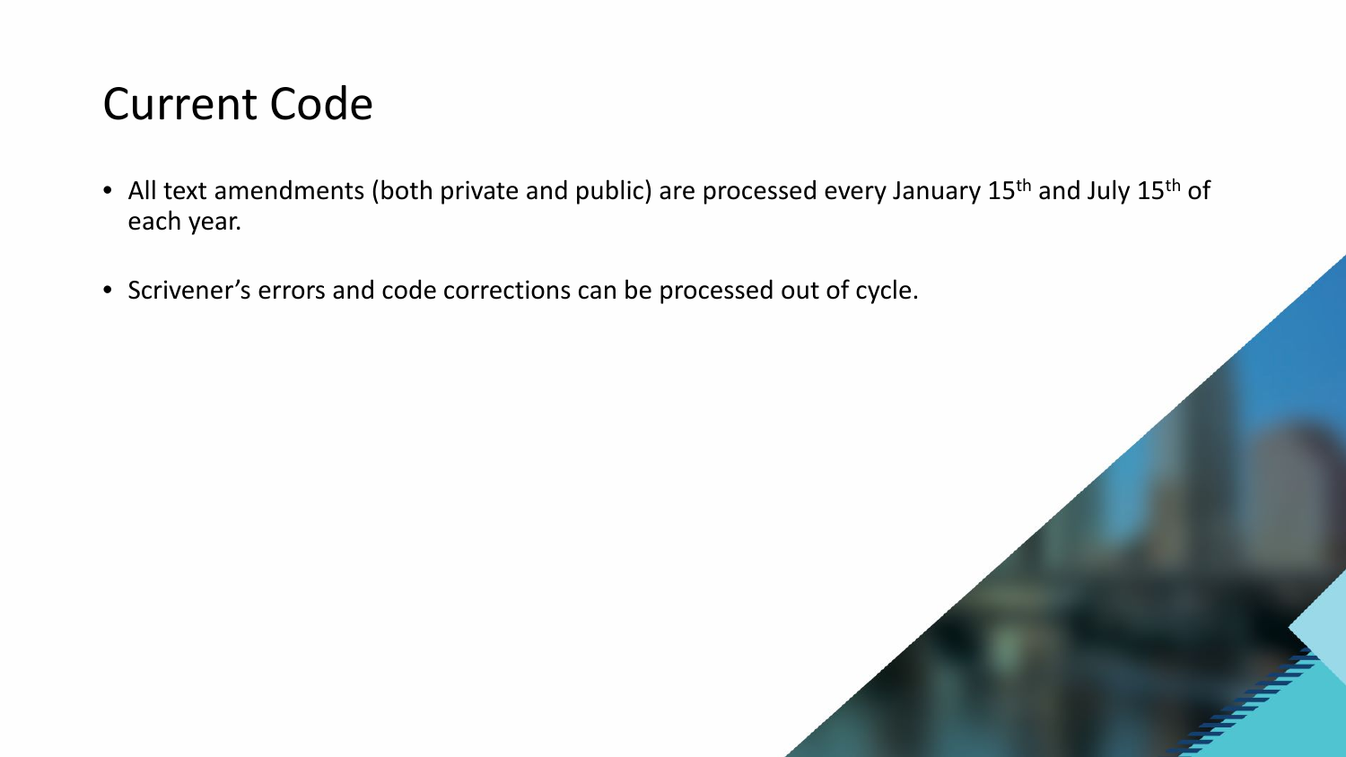# Current Code

- All text amendments (both private and public) are processed every January 15th and July 15th of each year.
- Scrivener's errors and code corrections can be processed out of cycle.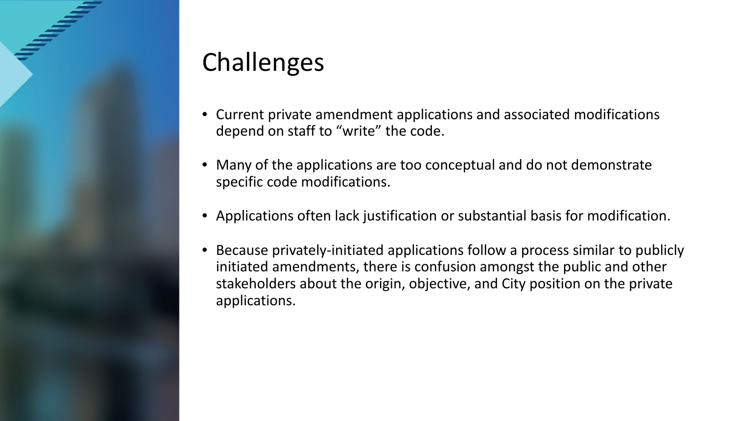# Challenges

- Current private amendment applications and associated modifications depend on staff to “write” the code.
- Many of the applications are too conceptual and do not demonstrate specific code modifications.
- Applications often lack justification or substantial basis for modification.
- Because privately-initiated applications follow a process similar to publicly initiated amendments, there is confusion amongst the public and other stakeholders about the origin, objective, and City position on the private applications.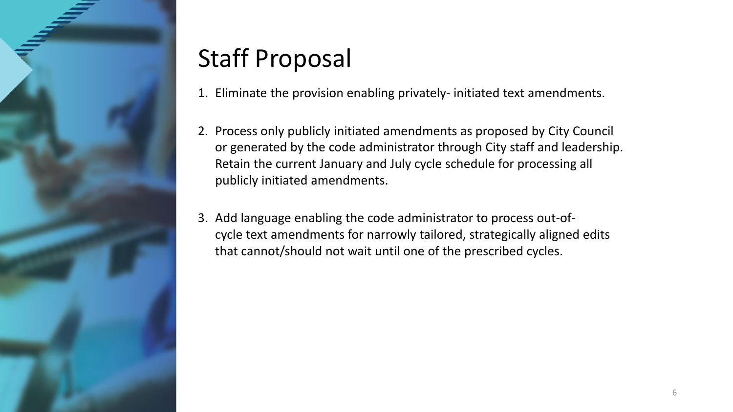# Staff Proposal

1. Eliminate the provision enabling privately- initiated text amendments.

2. Process only publicly initiated amendments as proposed by City Council or generated by the code administrator through City staff and leadership. Retain the current January and July cycle schedule for processing all publicly initiated amendments.

3. Add language enabling the code administrator to process out-of-cycle text amendments for narrowly tailored, strategically aligned edits that cannot/should not wait until one of the prescribed cycles.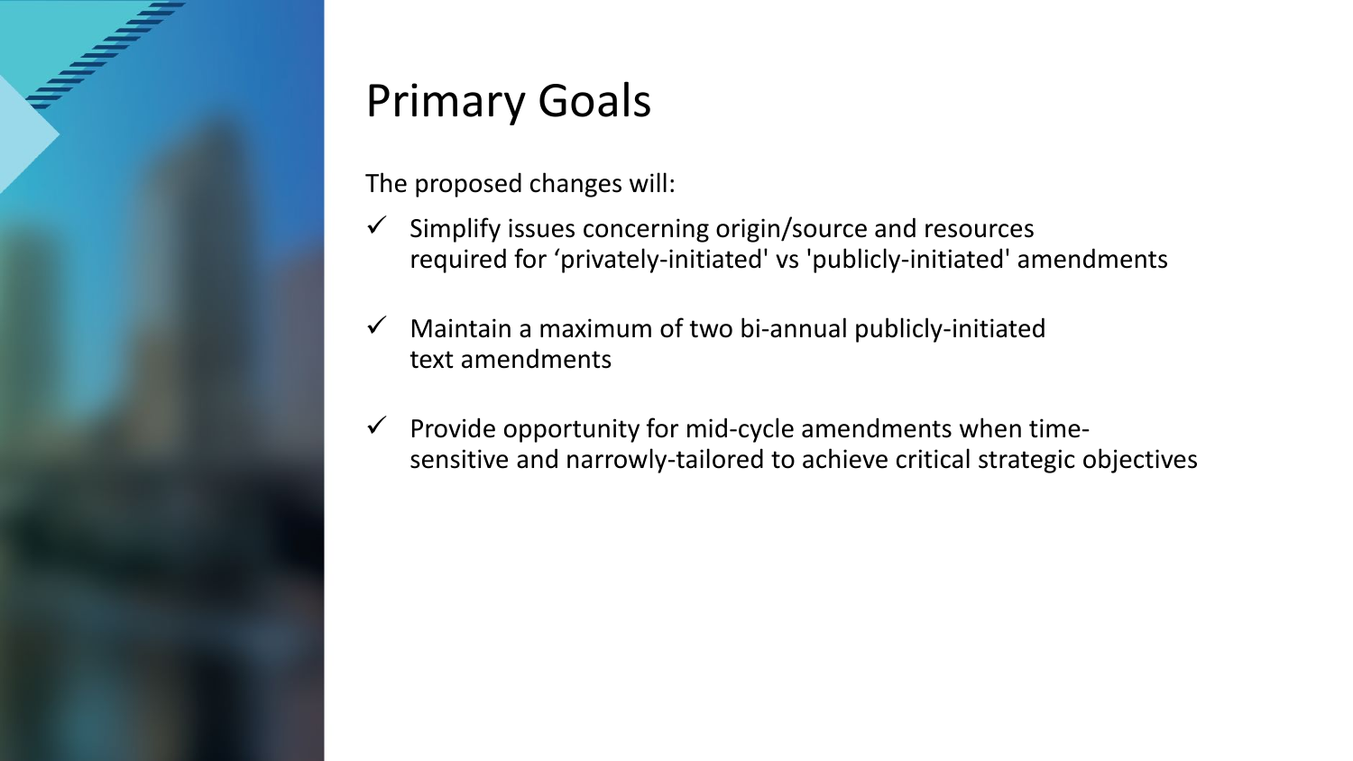# Primary Goals

The proposed changes will:

- ✓ Simplify issues concerning origin/source and resources required for ‘privately-initiated' vs 'publicly-initiated' amendments
- ✓ Maintain a maximum of two bi-annual publicly-initiated text amendments
- ✓ Provide opportunity for mid-cycle amendments when time-sensitive and narrowly-tailored to achieve critical strategic objectives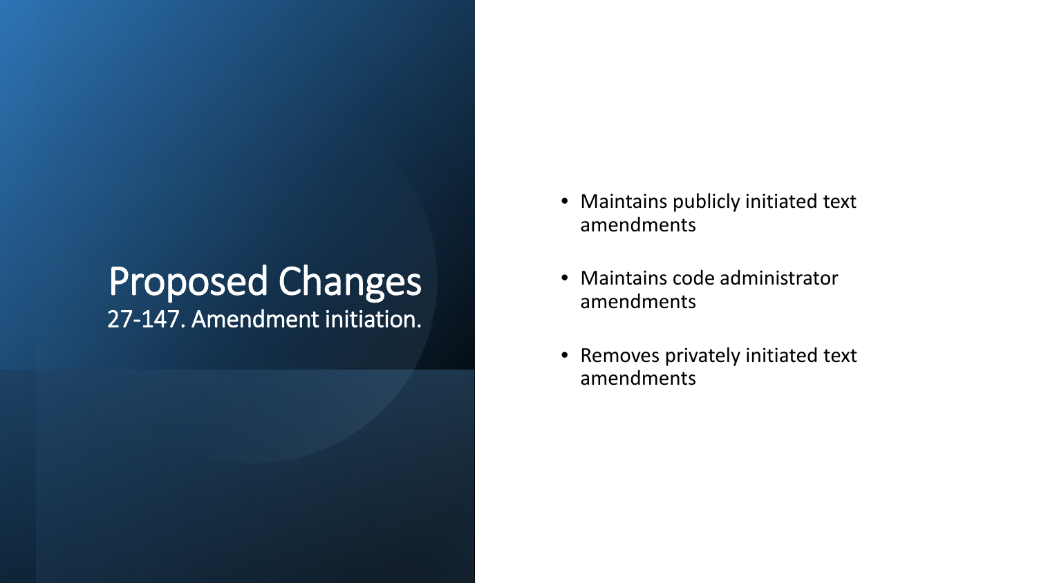# Proposed Changes

## 27-147. Amendment initiation.

- Maintains publicly initiated text amendments
- Maintains code administrator amendments
- Removes privately initiated text amendments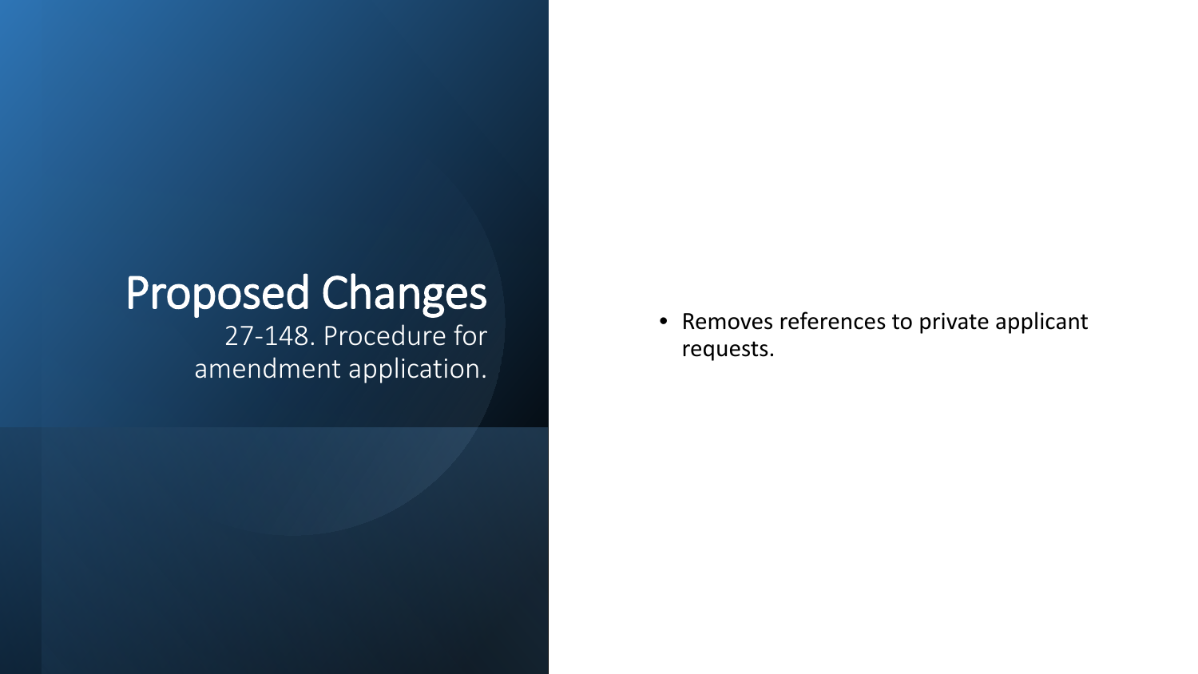# Proposed Changes

27-148. Procedure for amendment application.

- Removes references to private applicant requests.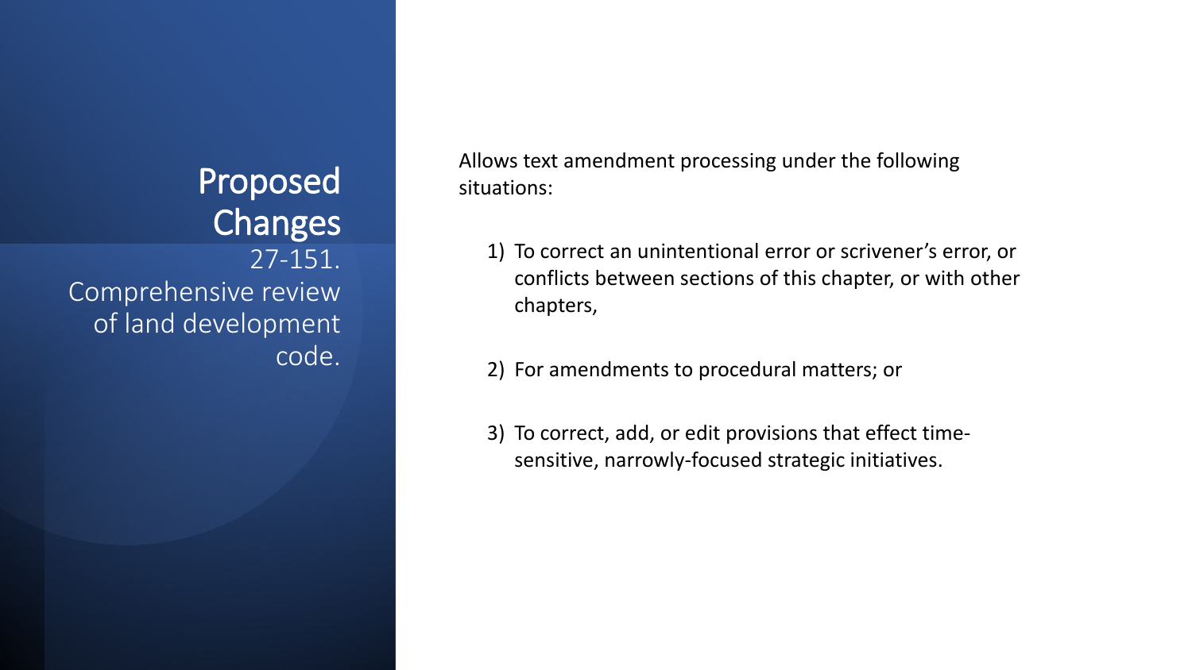# Proposed Changes

27-151. Comprehensive review of land development code.

Allows text amendment processing under the following situations:

1) To correct an unintentional error or scrivener's error, or conflicts between sections of this chapter, or with other chapters,
2) For amendments to procedural matters; or
3) To correct, add, or edit provisions that effect time-sensitive, narrowly-focused strategic initiatives.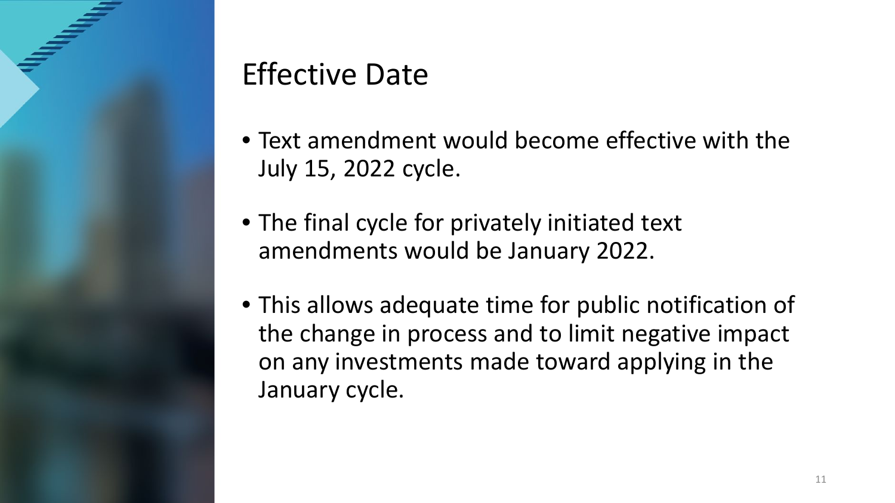# Effective Date

- Text amendment would become effective with the July 15, 2022 cycle.
- The final cycle for privately initiated text amendments would be January 2022.
- This allows adequate time for public notification of the change in process and to limit negative impact on any investments made toward applying in the January cycle.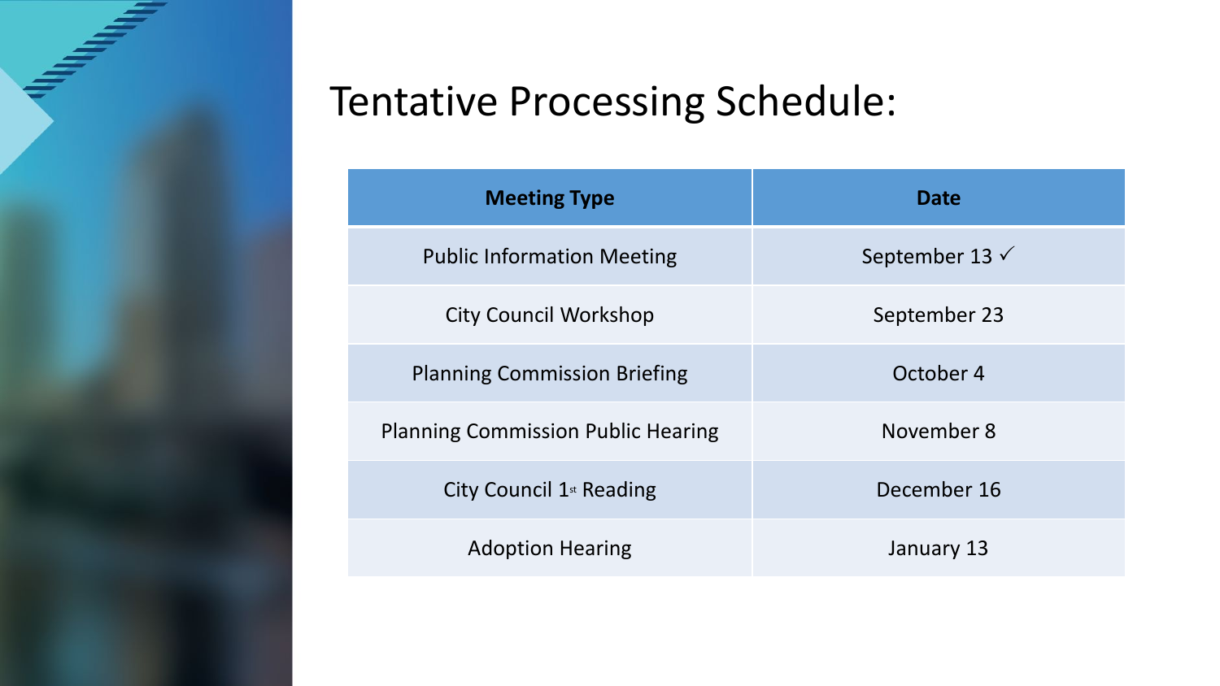# Tentative Processing Schedule:

| Meeting Type | Date |
|---|---|
| Public Information Meeting | September 13 ✓ |
| City Council Workshop | September 23 |
| Planning Commission Briefing | October 4 |
| Planning Commission Public Hearing | November 8 |
| City Council 1st Reading | December 16 |
| Adoption Hearing | January 13 |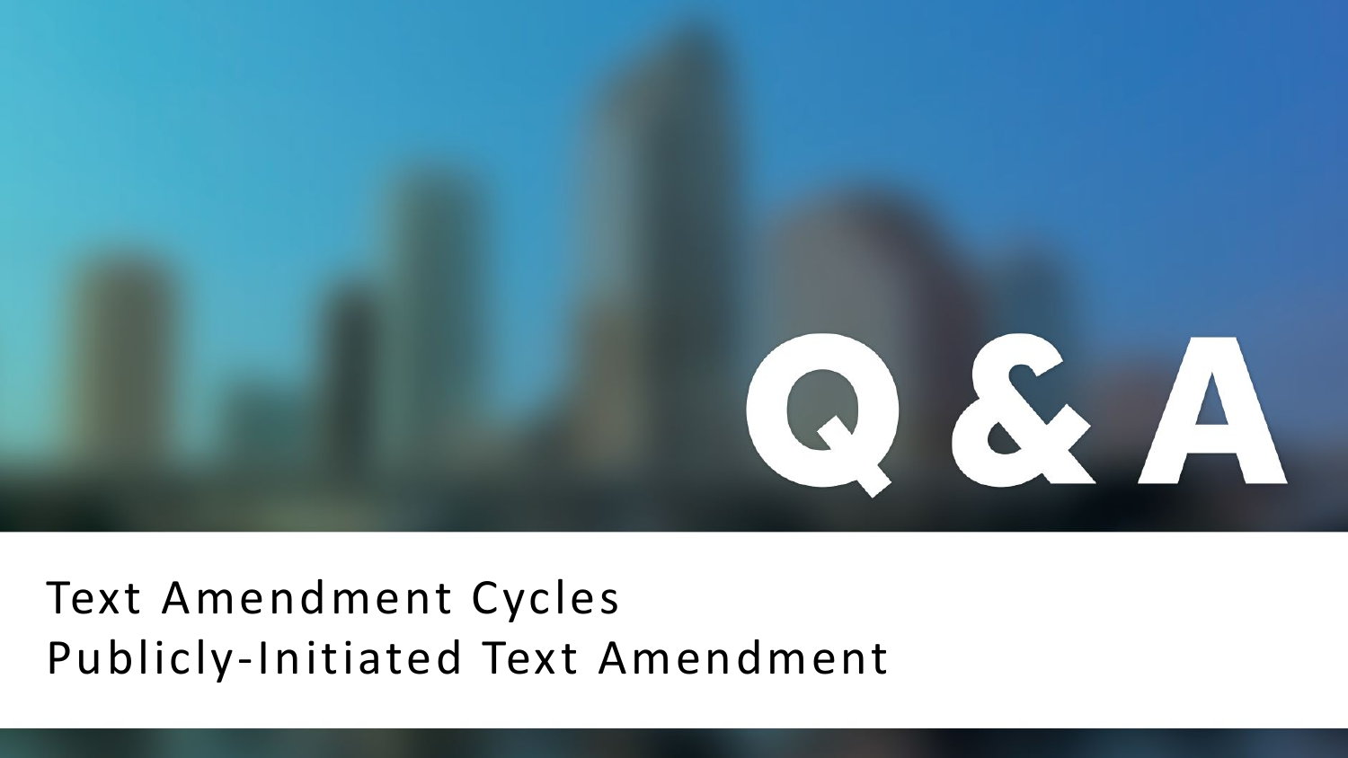# Q & A

Text Amendment Cycles
Publicly-Initiated Text Amendment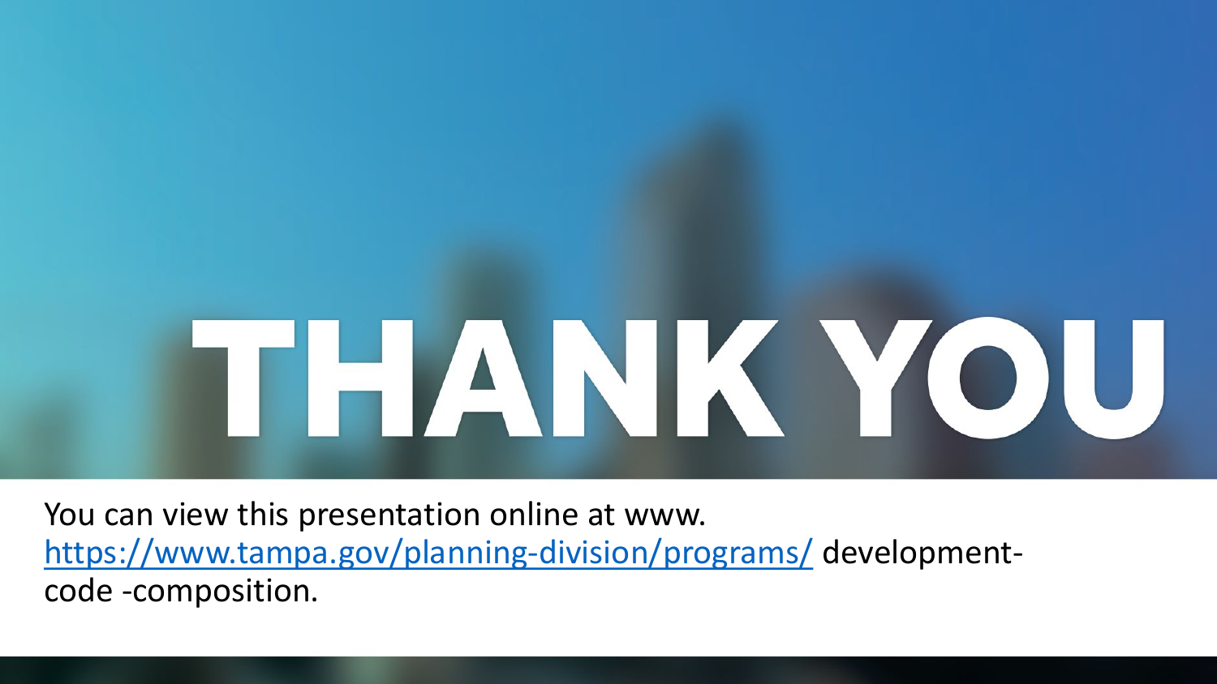# THANK YOU

You can view this presentation online at www. https://www.tampa.gov/planning-division/programs/ development-code -composition.